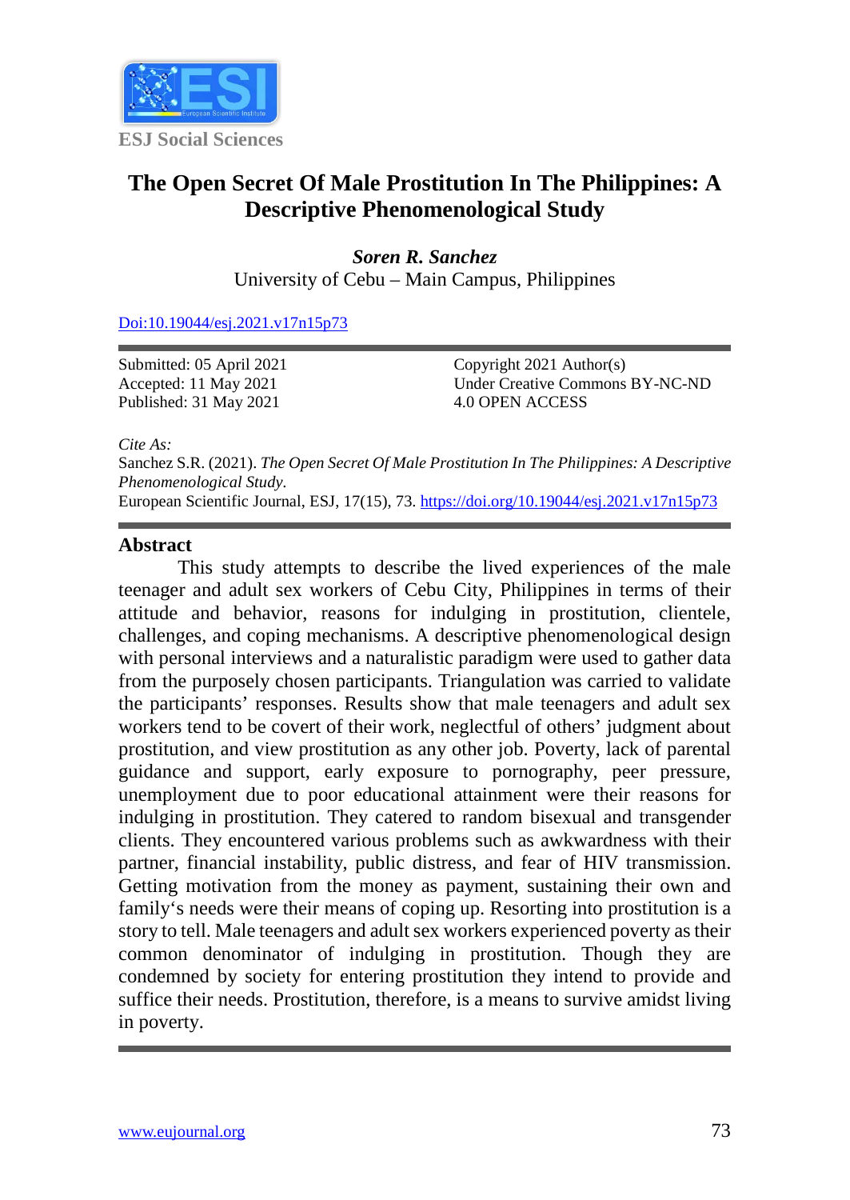ESJ Social Sciences

# The Open Secret Of Male Prostitution In The Philippines: A Descriptive Phenomenological Study

***Soren R. Sanchez***
University of Cebu – Main Campus, Philippines

[Doi:10.19044/esj.2021.v17n15p73](https://doi.org/10.19044/esj.2021.v17n15p73)

Submitted: 05 April 2021
Accepted: 11 May 2021
Published: 31 May 2021

Copyright 2021 Author(s)
Under Creative Commons BY-NC-ND
4.0 OPEN ACCESS

*Cite As:*
Sanchez S.R. (2021). *The Open Secret Of Male Prostitution In The Philippines: A Descriptive Phenomenological Study.*
European Scientific Journal, ESJ, 17(15), 73. https://doi.org/10.19044/esj.2021.v17n15p73

## Abstract

This study attempts to describe the lived experiences of the male teenager and adult sex workers of Cebu City, Philippines in terms of their attitude and behavior, reasons for indulging in prostitution, clientele, challenges, and coping mechanisms. A descriptive phenomenological design with personal interviews and a naturalistic paradigm were used to gather data from the purposely chosen participants. Triangulation was carried to validate the participants' responses. Results show that male teenagers and adult sex workers tend to be covert of their work, neglectful of others' judgment about prostitution, and view prostitution as any other job. Poverty, lack of parental guidance and support, early exposure to pornography, peer pressure, unemployment due to poor educational attainment were their reasons for indulging in prostitution. They catered to random bisexual and transgender clients. They encountered various problems such as awkwardness with their partner, financial instability, public distress, and fear of HIV transmission. Getting motivation from the money as payment, sustaining their own and family's needs were their means of coping up. Resorting into prostitution is a story to tell. Male teenagers and adult sex workers experienced poverty as their common denominator of indulging in prostitution. Though they are condemned by society for entering prostitution they intend to provide and suffice their needs. Prostitution, therefore, is a means to survive amidst living in poverty.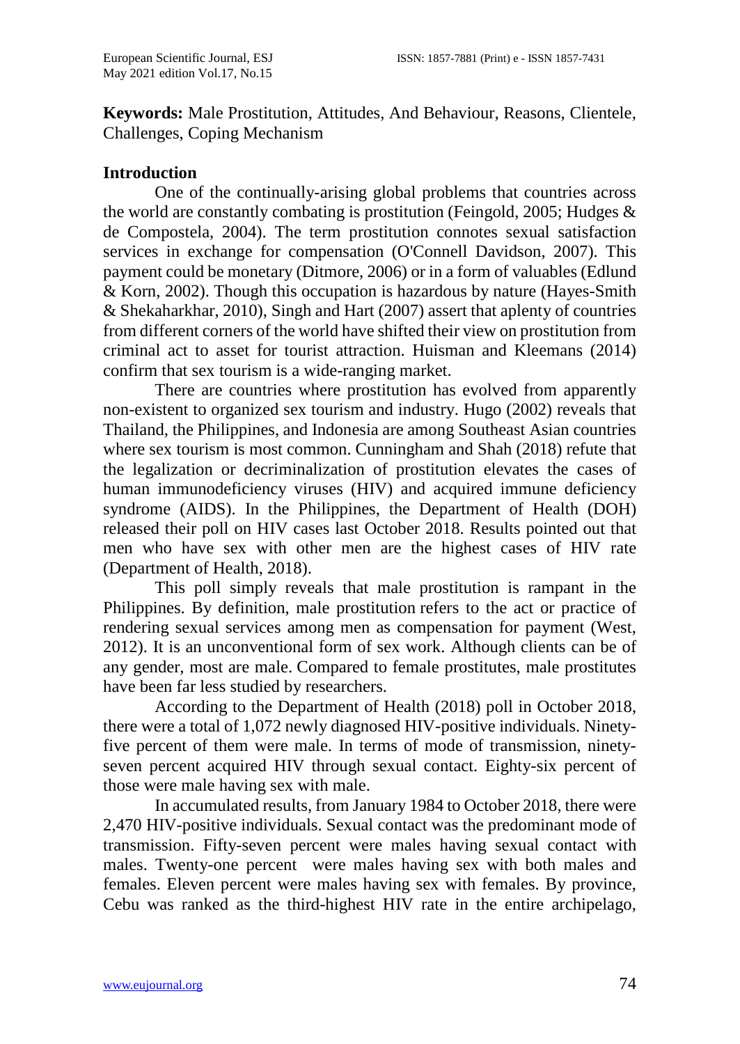**Keywords:** Male Prostitution, Attitudes, And Behaviour, Reasons, Clientele, Challenges, Coping Mechanism

## Introduction

One of the continually-arising global problems that countries across the world are constantly combating is prostitution (Feingold, 2005; Hudges & de Compostela, 2004). The term prostitution connotes sexual satisfaction services in exchange for compensation (O'Connell Davidson, 2007). This payment could be monetary (Ditmore, 2006) or in a form of valuables (Edlund & Korn, 2002). Though this occupation is hazardous by nature (Hayes-Smith & Shekaharkhar, 2010), Singh and Hart (2007) assert that aplenty of countries from different corners of the world have shifted their view on prostitution from criminal act to asset for tourist attraction. Huisman and Kleemans (2014) confirm that sex tourism is a wide-ranging market.

There are countries where prostitution has evolved from apparently non-existent to organized sex tourism and industry. Hugo (2002) reveals that Thailand, the Philippines, and Indonesia are among Southeast Asian countries where sex tourism is most common. Cunningham and Shah (2018) refute that the legalization or decriminalization of prostitution elevates the cases of human immunodeficiency viruses (HIV) and acquired immune deficiency syndrome (AIDS). In the Philippines, the Department of Health (DOH) released their poll on HIV cases last October 2018. Results pointed out that men who have sex with other men are the highest cases of HIV rate (Department of Health, 2018).

This poll simply reveals that male prostitution is rampant in the Philippines. By definition, male prostitution refers to the act or practice of rendering sexual services among men as compensation for payment (West, 2012). It is an unconventional form of sex work. Although clients can be of any gender, most are male. Compared to female prostitutes, male prostitutes have been far less studied by researchers.

According to the Department of Health (2018) poll in October 2018, there were a total of 1,072 newly diagnosed HIV-positive individuals. Ninety-five percent of them were male. In terms of mode of transmission, ninety-seven percent acquired HIV through sexual contact. Eighty-six percent of those were male having sex with male.

In accumulated results, from January 1984 to October 2018, there were 2,470 HIV-positive individuals. Sexual contact was the predominant mode of transmission. Fifty-seven percent were males having sexual contact with males. Twenty-one percent were males having sex with both males and females. Eleven percent were males having sex with females. By province, Cebu was ranked as the third-highest HIV rate in the entire archipelago,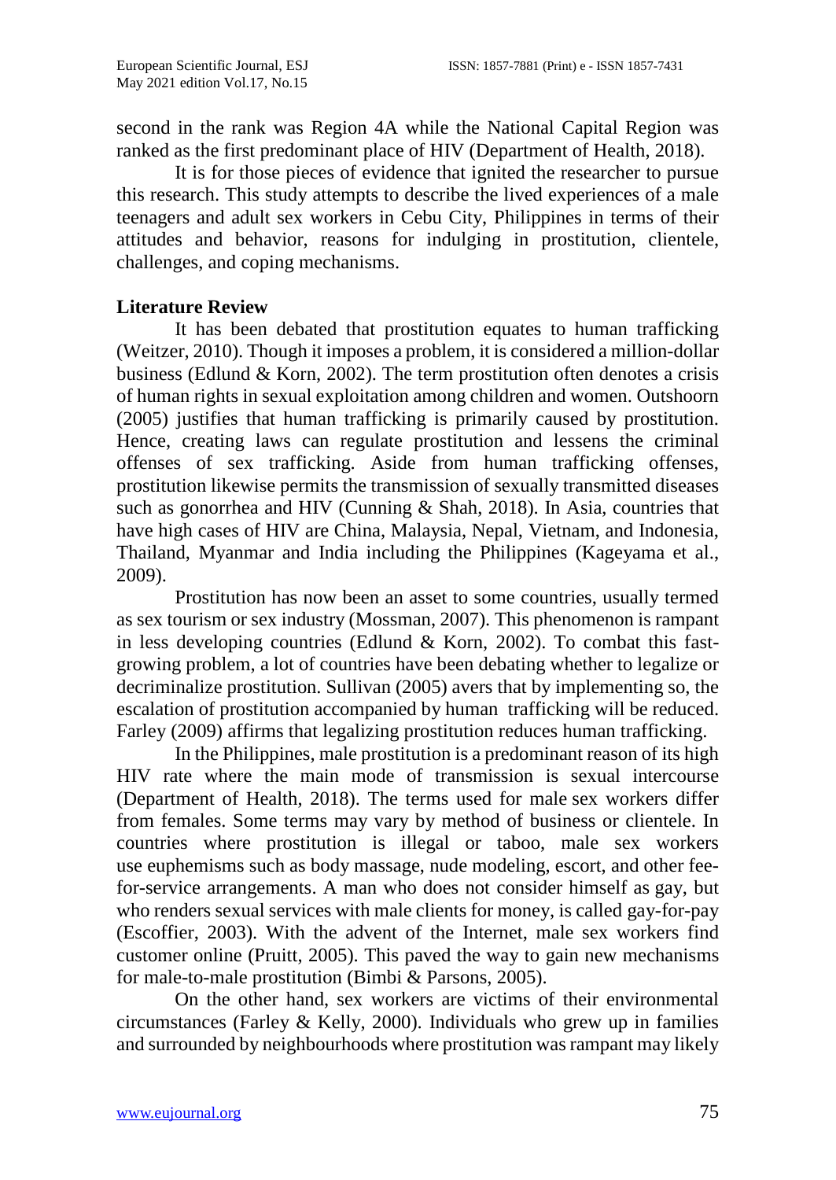second in the rank was Region 4A while the National Capital Region was ranked as the first predominant place of HIV (Department of Health, 2018).

It is for those pieces of evidence that ignited the researcher to pursue this research. This study attempts to describe the lived experiences of a male teenagers and adult sex workers in Cebu City, Philippines in terms of their attitudes and behavior, reasons for indulging in prostitution, clientele, challenges, and coping mechanisms.

## Literature Review

It has been debated that prostitution equates to human trafficking (Weitzer, 2010). Though it imposes a problem, it is considered a million-dollar business (Edlund & Korn, 2002). The term prostitution often denotes a crisis of human rights in sexual exploitation among children and women. Outshoorn (2005) justifies that human trafficking is primarily caused by prostitution. Hence, creating laws can regulate prostitution and lessens the criminal offenses of sex trafficking. Aside from human trafficking offenses, prostitution likewise permits the transmission of sexually transmitted diseases such as gonorrhea and HIV (Cunning & Shah, 2018). In Asia, countries that have high cases of HIV are China, Malaysia, Nepal, Vietnam, and Indonesia, Thailand, Myanmar and India including the Philippines (Kageyama et al., 2009).

Prostitution has now been an asset to some countries, usually termed as sex tourism or sex industry (Mossman, 2007). This phenomenon is rampant in less developing countries (Edlund & Korn, 2002). To combat this fast-growing problem, a lot of countries have been debating whether to legalize or decriminalize prostitution. Sullivan (2005) avers that by implementing so, the escalation of prostitution accompanied by human trafficking will be reduced. Farley (2009) affirms that legalizing prostitution reduces human trafficking.

In the Philippines, male prostitution is a predominant reason of its high HIV rate where the main mode of transmission is sexual intercourse (Department of Health, 2018). The terms used for male sex workers differ from females. Some terms may vary by method of business or clientele. In countries where prostitution is illegal or taboo, male sex workers use euphemisms such as body massage, nude modeling, escort, and other fee-for-service arrangements. A man who does not consider himself as gay, but who renders sexual services with male clients for money, is called gay-for-pay (Escoffier, 2003). With the advent of the Internet, male sex workers find customer online (Pruitt, 2005). This paved the way to gain new mechanisms for male-to-male prostitution (Bimbi & Parsons, 2005).

On the other hand, sex workers are victims of their environmental circumstances (Farley & Kelly, 2000). Individuals who grew up in families and surrounded by neighbourhoods where prostitution was rampant may likely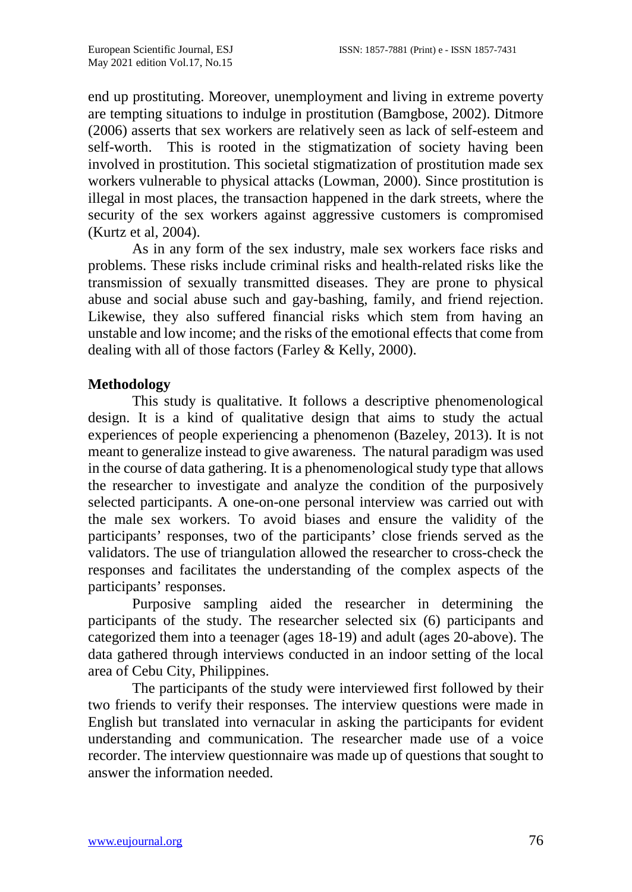end up prostituting. Moreover, unemployment and living in extreme poverty are tempting situations to indulge in prostitution (Bamgbose, 2002). Ditmore (2006) asserts that sex workers are relatively seen as lack of self-esteem and self-worth. This is rooted in the stigmatization of society having been involved in prostitution. This societal stigmatization of prostitution made sex workers vulnerable to physical attacks (Lowman, 2000). Since prostitution is illegal in most places, the transaction happened in the dark streets, where the security of the sex workers against aggressive customers is compromised (Kurtz et al, 2004).

As in any form of the sex industry, male sex workers face risks and problems. These risks include criminal risks and health-related risks like the transmission of sexually transmitted diseases. They are prone to physical abuse and social abuse such and gay-bashing, family, and friend rejection. Likewise, they also suffered financial risks which stem from having an unstable and low income; and the risks of the emotional effects that come from dealing with all of those factors (Farley & Kelly, 2000).

## Methodology

This study is qualitative. It follows a descriptive phenomenological design. It is a kind of qualitative design that aims to study the actual experiences of people experiencing a phenomenon (Bazeley, 2013). It is not meant to generalize instead to give awareness. The natural paradigm was used in the course of data gathering. It is a phenomenological study type that allows the researcher to investigate and analyze the condition of the purposively selected participants. A one-on-one personal interview was carried out with the male sex workers. To avoid biases and ensure the validity of the participants' responses, two of the participants' close friends served as the validators. The use of triangulation allowed the researcher to cross-check the responses and facilitates the understanding of the complex aspects of the participants' responses.

Purposive sampling aided the researcher in determining the participants of the study. The researcher selected six (6) participants and categorized them into a teenager (ages 18-19) and adult (ages 20-above). The data gathered through interviews conducted in an indoor setting of the local area of Cebu City, Philippines.

The participants of the study were interviewed first followed by their two friends to verify their responses. The interview questions were made in English but translated into vernacular in asking the participants for evident understanding and communication. The researcher made use of a voice recorder. The interview questionnaire was made up of questions that sought to answer the information needed.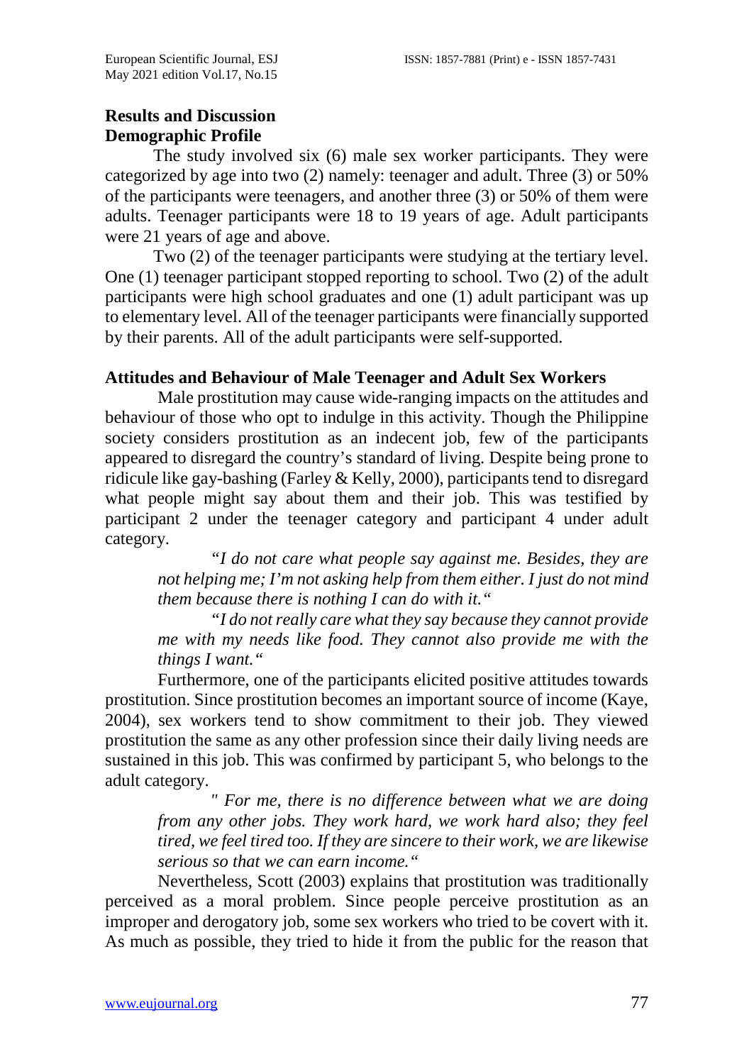## Results and Discussion

### Demographic Profile

The study involved six (6) male sex worker participants. They were categorized by age into two (2) namely: teenager and adult. Three (3) or 50% of the participants were teenagers, and another three (3) or 50% of them were adults. Teenager participants were 18 to 19 years of age. Adult participants were 21 years of age and above.

Two (2) of the teenager participants were studying at the tertiary level. One (1) teenager participant stopped reporting to school. Two (2) of the adult participants were high school graduates and one (1) adult participant was up to elementary level. All of the teenager participants were financially supported by their parents. All of the adult participants were self-supported.

### Attitudes and Behaviour of Male Teenager and Adult Sex Workers

Male prostitution may cause wide-ranging impacts on the attitudes and behaviour of those who opt to indulge in this activity. Though the Philippine society considers prostitution as an indecent job, few of the participants appeared to disregard the country's standard of living. Despite being prone to ridicule like gay-bashing (Farley & Kelly, 2000), participants tend to disregard what people might say about them and their job. This was testified by participant 2 under the teenager category and participant 4 under adult category.

> *"I do not care what people say against me. Besides, they are not helping me; I'm not asking help from them either. I just do not mind them because there is nothing I can do with it."*
>
> *"I do not really care what they say because they cannot provide me with my needs like food. They cannot also provide me with the things I want."*

Furthermore, one of the participants elicited positive attitudes towards prostitution. Since prostitution becomes an important source of income (Kaye, 2004), sex workers tend to show commitment to their job. They viewed prostitution the same as any other profession since their daily living needs are sustained in this job. This was confirmed by participant 5, who belongs to the adult category.

> *" For me, there is no difference between what we are doing from any other jobs. They work hard, we work hard also; they feel tired, we feel tired too. If they are sincere to their work, we are likewise serious so that we can earn income."*

Nevertheless, Scott (2003) explains that prostitution was traditionally perceived as a moral problem. Since people perceive prostitution as an improper and derogatory job, some sex workers who tried to be covert with it. As much as possible, they tried to hide it from the public for the reason that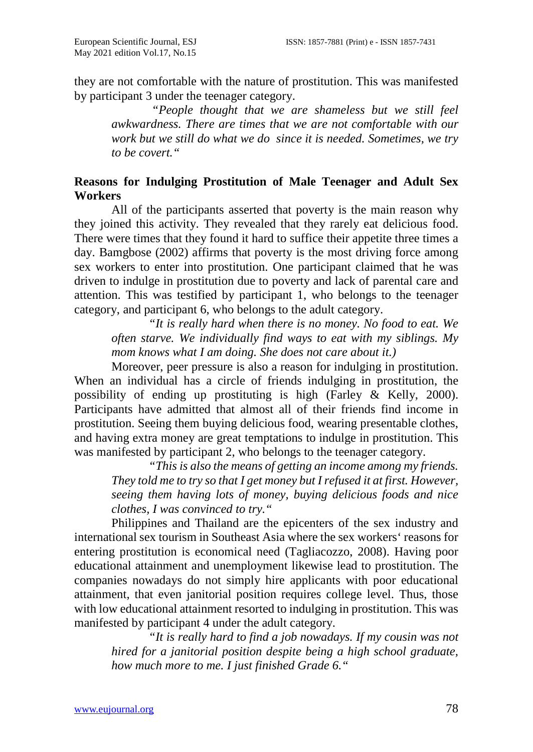they are not comfortable with the nature of prostitution. This was manifested by participant 3 under the teenager category.

> *"People thought that we are shameless but we still feel awkwardness. There are times that we are not comfortable with our work but we still do what we do since it is needed. Sometimes, we try to be covert."*

**Reasons for Indulging Prostitution of Male Teenager and Adult Sex Workers**

All of the participants asserted that poverty is the main reason why they joined this activity. They revealed that they rarely eat delicious food. There were times that they found it hard to suffice their appetite three times a day. Bamgbose (2002) affirms that poverty is the most driving force among sex workers to enter into prostitution. One participant claimed that he was driven to indulge in prostitution due to poverty and lack of parental care and attention. This was testified by participant 1, who belongs to the teenager category, and participant 6, who belongs to the adult category.

> *"It is really hard when there is no money. No food to eat. We often starve. We individually find ways to eat with my siblings. My mom knows what I am doing. She does not care about it.)*

Moreover, peer pressure is also a reason for indulging in prostitution. When an individual has a circle of friends indulging in prostitution, the possibility of ending up prostituting is high (Farley & Kelly, 2000). Participants have admitted that almost all of their friends find income in prostitution. Seeing them buying delicious food, wearing presentable clothes, and having extra money are great temptations to indulge in prostitution. This was manifested by participant 2, who belongs to the teenager category.

> *"This is also the means of getting an income among my friends. They told me to try so that I get money but I refused it at first. However, seeing them having lots of money, buying delicious foods and nice clothes, I was convinced to try."*

Philippines and Thailand are the epicenters of the sex industry and international sex tourism in Southeast Asia where the sex workers' reasons for entering prostitution is economical need (Tagliacozzo, 2008). Having poor educational attainment and unemployment likewise lead to prostitution. The companies nowadays do not simply hire applicants with poor educational attainment, that even janitorial position requires college level. Thus, those with low educational attainment resorted to indulging in prostitution. This was manifested by participant 4 under the adult category.

> *"It is really hard to find a job nowadays. If my cousin was not hired for a janitorial position despite being a high school graduate, how much more to me. I just finished Grade 6."*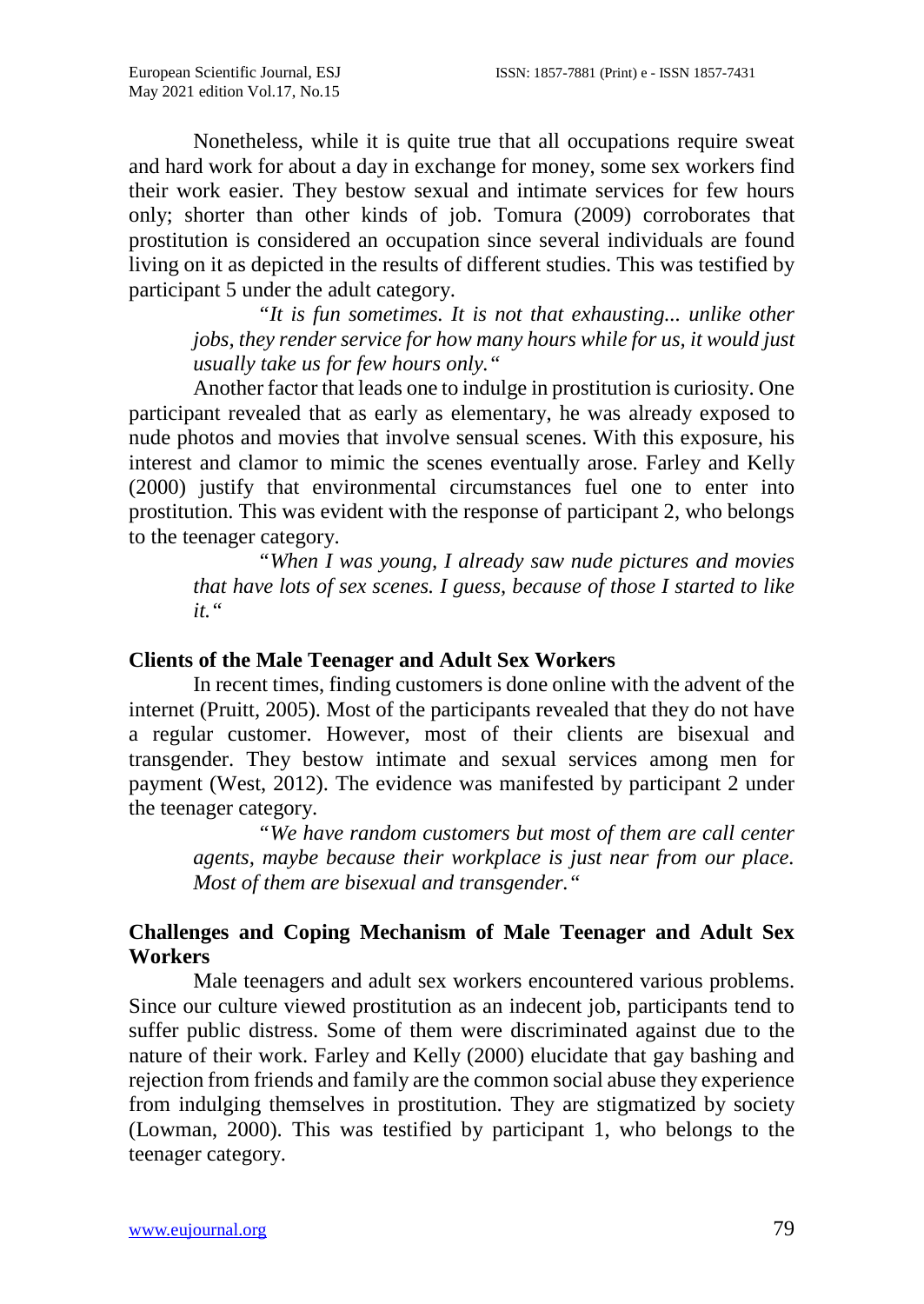Nonetheless, while it is quite true that all occupations require sweat and hard work for about a day in exchange for money, some sex workers find their work easier. They bestow sexual and intimate services for few hours only; shorter than other kinds of job. Tomura (2009) corroborates that prostitution is considered an occupation since several individuals are found living on it as depicted in the results of different studies. This was testified by participant 5 under the adult category.

> *"It is fun sometimes. It is not that exhausting... unlike other jobs, they render service for how many hours while for us, it would just usually take us for few hours only."*

Another factor that leads one to indulge in prostitution is curiosity. One participant revealed that as early as elementary, he was already exposed to nude photos and movies that involve sensual scenes. With this exposure, his interest and clamor to mimic the scenes eventually arose. Farley and Kelly (2000) justify that environmental circumstances fuel one to enter into prostitution. This was evident with the response of participant 2, who belongs to the teenager category.

> *"When I was young, I already saw nude pictures and movies that have lots of sex scenes. I guess, because of those I started to like it."*

## Clients of the Male Teenager and Adult Sex Workers

In recent times, finding customers is done online with the advent of the internet (Pruitt, 2005). Most of the participants revealed that they do not have a regular customer. However, most of their clients are bisexual and transgender. They bestow intimate and sexual services among men for payment (West, 2012). The evidence was manifested by participant 2 under the teenager category.

> *"We have random customers but most of them are call center agents, maybe because their workplace is just near from our place. Most of them are bisexual and transgender."*

## Challenges and Coping Mechanism of Male Teenager and Adult Sex Workers

Male teenagers and adult sex workers encountered various problems. Since our culture viewed prostitution as an indecent job, participants tend to suffer public distress. Some of them were discriminated against due to the nature of their work. Farley and Kelly (2000) elucidate that gay bashing and rejection from friends and family are the common social abuse they experience from indulging themselves in prostitution. They are stigmatized by society (Lowman, 2000). This was testified by participant 1, who belongs to the teenager category.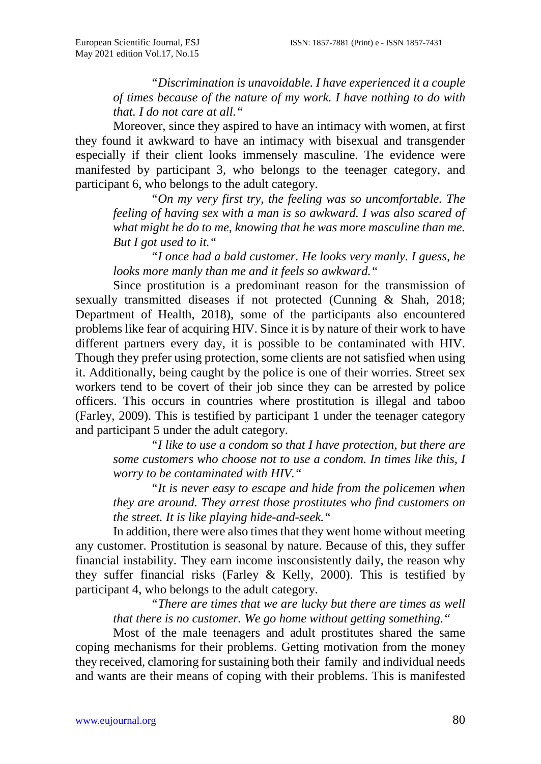*"Discrimination is unavoidable. I have experienced it a couple of times because of the nature of my work. I have nothing to do with that. I do not care at all."*

Moreover, since they aspired to have an intimacy with women, at first they found it awkward to have an intimacy with bisexual and transgender especially if their client looks immensely masculine. The evidence were manifested by participant 3, who belongs to the teenager category, and participant 6, who belongs to the adult category.

*"On my very first try, the feeling was so uncomfortable. The feeling of having sex with a man is so awkward. I was also scared of what might he do to me, knowing that he was more masculine than me. But I got used to it."*

*"I once had a bald customer. He looks very manly. I guess, he looks more manly than me and it feels so awkward."*

Since prostitution is a predominant reason for the transmission of sexually transmitted diseases if not protected (Cunning & Shah, 2018; Department of Health, 2018), some of the participants also encountered problems like fear of acquiring HIV. Since it is by nature of their work to have different partners every day, it is possible to be contaminated with HIV. Though they prefer using protection, some clients are not satisfied when using it. Additionally, being caught by the police is one of their worries. Street sex workers tend to be covert of their job since they can be arrested by police officers. This occurs in countries where prostitution is illegal and taboo (Farley, 2009). This is testified by participant 1 under the teenager category and participant 5 under the adult category.

*"I like to use a condom so that I have protection, but there are some customers who choose not to use a condom. In times like this, I worry to be contaminated with HIV."*

*"It is never easy to escape and hide from the policemen when they are around. They arrest those prostitutes who find customers on the street. It is like playing hide-and-seek."*

In addition, there were also times that they went home without meeting any customer. Prostitution is seasonal by nature. Because of this, they suffer financial instability. They earn income insconsistently daily, the reason why they suffer financial risks (Farley & Kelly, 2000). This is testified by participant 4, who belongs to the adult category.

*"There are times that we are lucky but there are times as well that there is no customer. We go home without getting something."*

Most of the male teenagers and adult prostitutes shared the same coping mechanisms for their problems. Getting motivation from the money they received, clamoring for sustaining both their family and individual needs and wants are their means of coping with their problems. This is manifested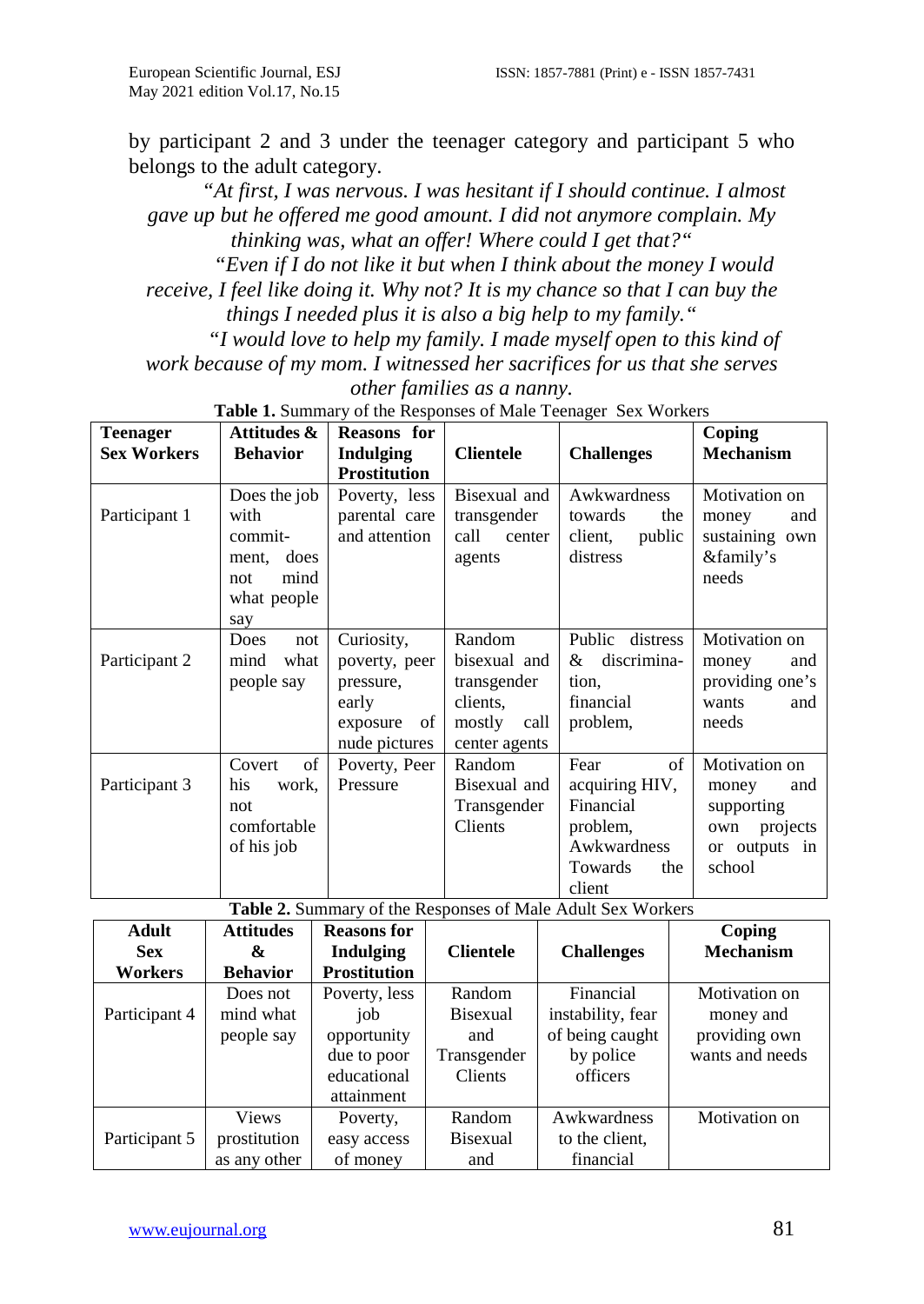by participant 2 and 3 under the teenager category and participant 5 who belongs to the adult category.

> *"At first, I was nervous. I was hesitant if I should continue. I almost gave up but he offered me good amount. I did not anymore complain. My thinking was, what an offer! Where could I get that?"*
>
> *"Even if I do not like it but when I think about the money I would receive, I feel like doing it. Why not? It is my chance so that I can buy the things I needed plus it is also a big help to my family."*
>
> *"I would love to help my family. I made myself open to this kind of work because of my mom. I witnessed her sacrifices for us that she serves other families as a nanny.*

**Table 1.** Summary of the Responses of Male Teenager Sex Workers

| Teenager Sex Workers | Attitudes & Behavior | Reasons for Indulging Prostitution | Clientele | Challenges | Coping Mechanism |
|---|---|---|---|---|---|
| Participant 1 | Does the job with commit-ment, does not mind what people say | Poverty, less parental care and attention | Bisexual and transgender call center agents | Awkwardness towards the client, public distress | Motivation on money and sustaining own &family's needs |
| Participant 2 | Does not mind what people say | Curiosity, poverty, peer pressure, early exposure of nude pictures | Random bisexual and transgender clients, mostly call center agents | Public distress & discrimina-tion, financial problem, | Motivation on money and providing one's wants and needs |
| Participant 3 | Covert of his work, not comfortable of his job | Poverty, Peer Pressure | Random Bisexual and Transgender Clients | Fear of acquiring HIV, Financial problem, Awkwardness Towards the client | Motivation on money and supporting own projects or outputs in school |

**Table 2.** Summary of the Responses of Male Adult Sex Workers

| Adult Sex Workers | Attitudes & Behavior | Reasons for Indulging Prostitution | Clientele | Challenges | Coping Mechanism |
|---|---|---|---|---|---|
| Participant 4 | Does not mind what people say | Poverty, less job opportunity due to poor educational attainment | Random Bisexual and Transgender Clients | Financial instability, fear of being caught by police officers | Motivation on money and providing own wants and needs |
| Participant 5 | Views prostitution as any other | Poverty, easy access of money | Random Bisexual and | Awkwardness to the client, financial | Motivation on |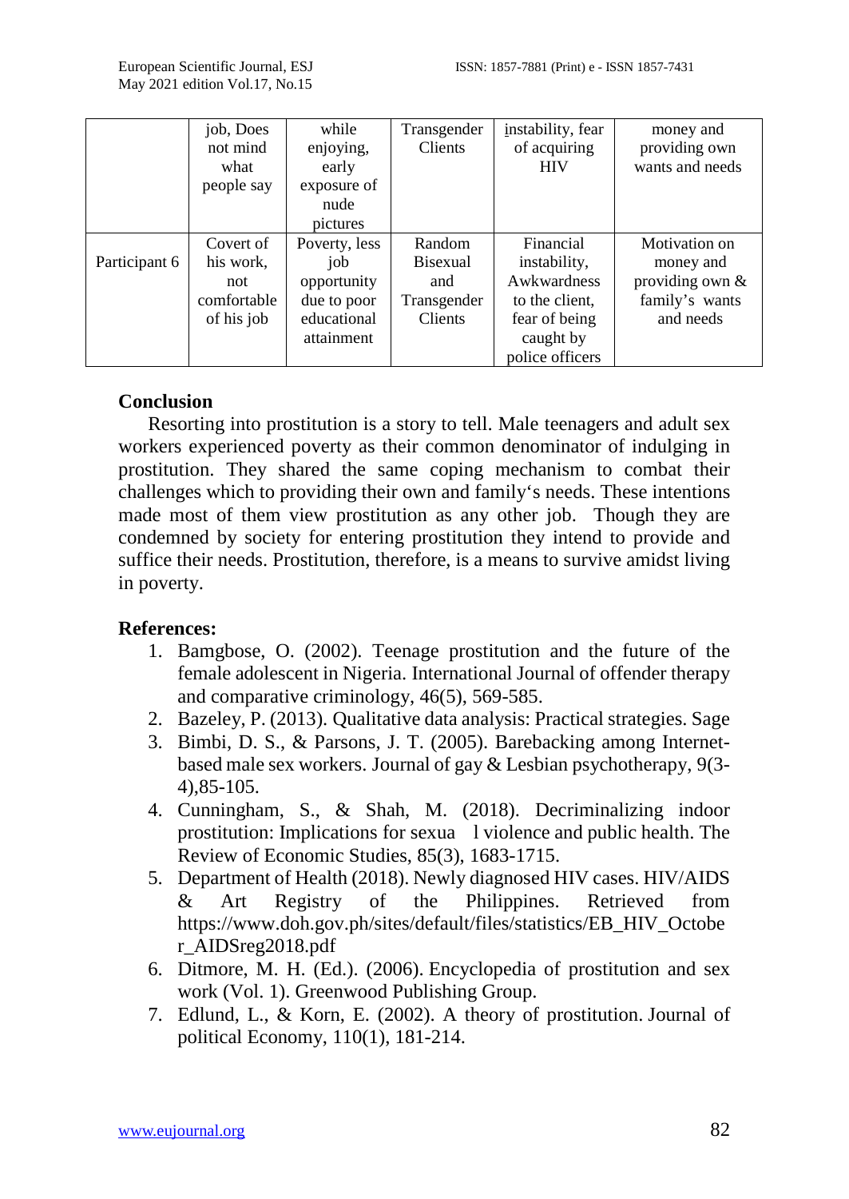| | job, Does not mind what people say | while enjoying, early exposure of nude pictures | Transgender Clients | instability, fear of acquiring HIV | money and providing own wants and needs |
|---|---|---|---|---|---|
| Participant 6 | Covert of his work, not comfortable of his job | Poverty, less job opportunity due to poor educational attainment | Random Bisexual and Transgender Clients | Financial instability, Awkwardness to the client, fear of being caught by police officers | Motivation on money and providing own & family's wants and needs |

## Conclusion

Resorting into prostitution is a story to tell. Male teenagers and adult sex workers experienced poverty as their common denominator of indulging in prostitution. They shared the same coping mechanism to combat their challenges which to providing their own and family's needs. These intentions made most of them view prostitution as any other job. Though they are condemned by society for entering prostitution they intend to provide and suffice their needs. Prostitution, therefore, is a means to survive amidst living in poverty.

## References:

1. Bamgbose, O. (2002). Teenage prostitution and the future of the female adolescent in Nigeria. International Journal of offender therapy and comparative criminology, 46(5), 569-585.
2. Bazeley, P. (2013). Qualitative data analysis: Practical strategies. Sage
3. Bimbi, D. S., & Parsons, J. T. (2005). Barebacking among Internet-based male sex workers. Journal of gay & Lesbian psychotherapy, 9(3-4),85-105.
4. Cunningham, S., & Shah, M. (2018). Decriminalizing indoor prostitution: Implications for sexua l violence and public health. The Review of Economic Studies, 85(3), 1683-1715.
5. Department of Health (2018). Newly diagnosed HIV cases. HIV/AIDS & Art Registry of the Philippines. Retrieved from https://www.doh.gov.ph/sites/default/files/statistics/EB_HIV_October_AIDSreg2018.pdf
6. Ditmore, M. H. (Ed.). (2006). Encyclopedia of prostitution and sex work (Vol. 1). Greenwood Publishing Group.
7. Edlund, L., & Korn, E. (2002). A theory of prostitution. Journal of political Economy, 110(1), 181-214.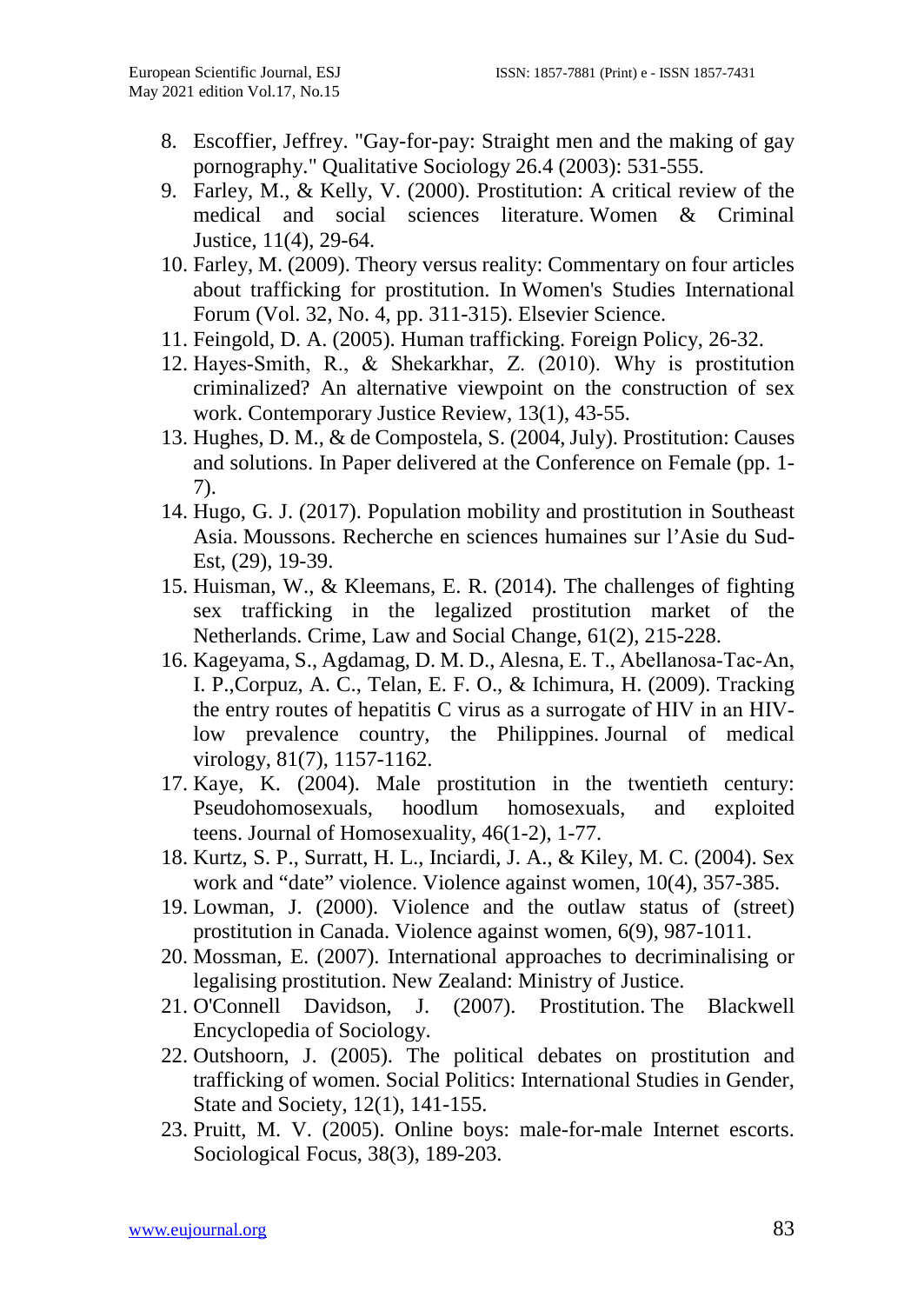8. Escoffier, Jeffrey. "Gay-for-pay: Straight men and the making of gay pornography." Qualitative Sociology 26.4 (2003): 531-555.
9. Farley, M., & Kelly, V. (2000). Prostitution: A critical review of the medical and social sciences literature. Women & Criminal Justice, 11(4), 29-64.
10. Farley, M. (2009). Theory versus reality: Commentary on four articles about trafficking for prostitution. In Women's Studies International Forum (Vol. 32, No. 4, pp. 311-315). Elsevier Science.
11. Feingold, D. A. (2005). Human trafficking. Foreign Policy, 26-32.
12. Hayes-Smith, R., & Shekarkhar, Z. (2010). Why is prostitution criminalized? An alternative viewpoint on the construction of sex work. Contemporary Justice Review, 13(1), 43-55.
13. Hughes, D. M., & de Compostela, S. (2004, July). Prostitution: Causes and solutions. In Paper delivered at the Conference on Female (pp. 1-7).
14. Hugo, G. J. (2017). Population mobility and prostitution in Southeast Asia. Moussons. Recherche en sciences humaines sur l'Asie du Sud-Est, (29), 19-39.
15. Huisman, W., & Kleemans, E. R. (2014). The challenges of fighting sex trafficking in the legalized prostitution market of the Netherlands. Crime, Law and Social Change, 61(2), 215-228.
16. Kageyama, S., Agdamag, D. M. D., Alesna, E. T., Abellanosa-Tac-An, I. P.,Corpuz, A. C., Telan, E. F. O., & Ichimura, H. (2009). Tracking the entry routes of hepatitis C virus as a surrogate of HIV in an HIV-low prevalence country, the Philippines. Journal of medical virology, 81(7), 1157-1162.
17. Kaye, K. (2004). Male prostitution in the twentieth century: Pseudohomosexuals, hoodlum homosexuals, and exploited teens. Journal of Homosexuality, 46(1-2), 1-77.
18. Kurtz, S. P., Surratt, H. L., Inciardi, J. A., & Kiley, M. C. (2004). Sex work and "date" violence. Violence against women, 10(4), 357-385.
19. Lowman, J. (2000). Violence and the outlaw status of (street) prostitution in Canada. Violence against women, 6(9), 987-1011.
20. Mossman, E. (2007). International approaches to decriminalising or legalising prostitution. New Zealand: Ministry of Justice.
21. O'Connell Davidson, J. (2007). Prostitution. The Blackwell Encyclopedia of Sociology.
22. Outshoorn, J. (2005). The political debates on prostitution and trafficking of women. Social Politics: International Studies in Gender, State and Society, 12(1), 141-155.
23. Pruitt, M. V. (2005). Online boys: male-for-male Internet escorts. Sociological Focus, 38(3), 189-203.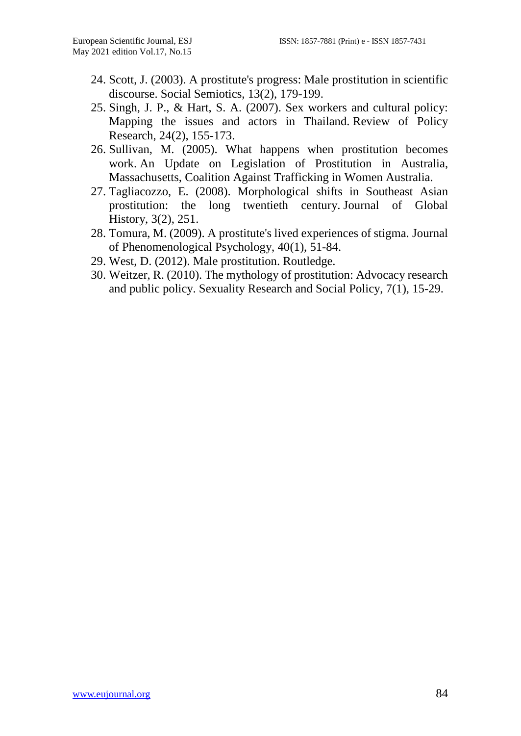24. Scott, J. (2003). A prostitute's progress: Male prostitution in scientific discourse. Social Semiotics, 13(2), 179-199.
25. Singh, J. P., & Hart, S. A. (2007). Sex workers and cultural policy: Mapping the issues and actors in Thailand. Review of Policy Research, 24(2), 155-173.
26. Sullivan, M. (2005). What happens when prostitution becomes work. An Update on Legislation of Prostitution in Australia, Massachusetts, Coalition Against Trafficking in Women Australia.
27. Tagliacozzo, E. (2008). Morphological shifts in Southeast Asian prostitution: the long twentieth century. Journal of Global History, 3(2), 251.
28. Tomura, M. (2009). A prostitute's lived experiences of stigma. Journal of Phenomenological Psychology, 40(1), 51-84.
29. West, D. (2012). Male prostitution. Routledge.
30. Weitzer, R. (2010). The mythology of prostitution: Advocacy research and public policy. Sexuality Research and Social Policy, 7(1), 15-29.